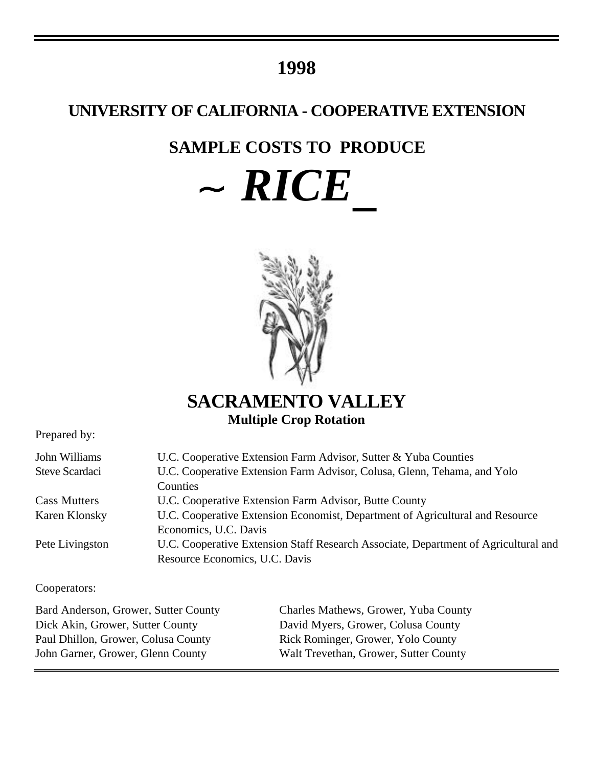# 1998

## UNIVERSITY OF CALIFORNIA - COOPERATIVE EXTENSION

## SAMPLE COSTS TO PRODUCE

# *~ RICE_*

## SACRAMENTO VALLEY

**Multiple Crop Rotation**

Prepared by:

| | |
|---|---|
| John Williams | U.C. Cooperative Extension Farm Advisor, Sutter & Yuba Counties |
| Steve Scardaci | U.C. Cooperative Extension Farm Advisor, Colusa, Glenn, Tehama, and Yolo Counties |
| Cass Mutters | U.C. Cooperative Extension Farm Advisor, Butte County |
| Karen Klonsky | U.C. Cooperative Extension Economist, Department of Agricultural and Resource Economics, U.C. Davis |
| Pete Livingston | U.C. Cooperative Extension Staff Research Associate, Department of Agricultural and Resource Economics, U.C. Davis |

Cooperators:

Bard Anderson, Grower, Sutter County
Dick Akin, Grower, Sutter County
Paul Dhillon, Grower, Colusa County
John Garner, Grower, Glenn County
Charles Mathews, Grower, Yuba County
David Myers, Grower, Colusa County
Rick Rominger, Grower, Yolo County
Walt Trevethan, Grower, Sutter County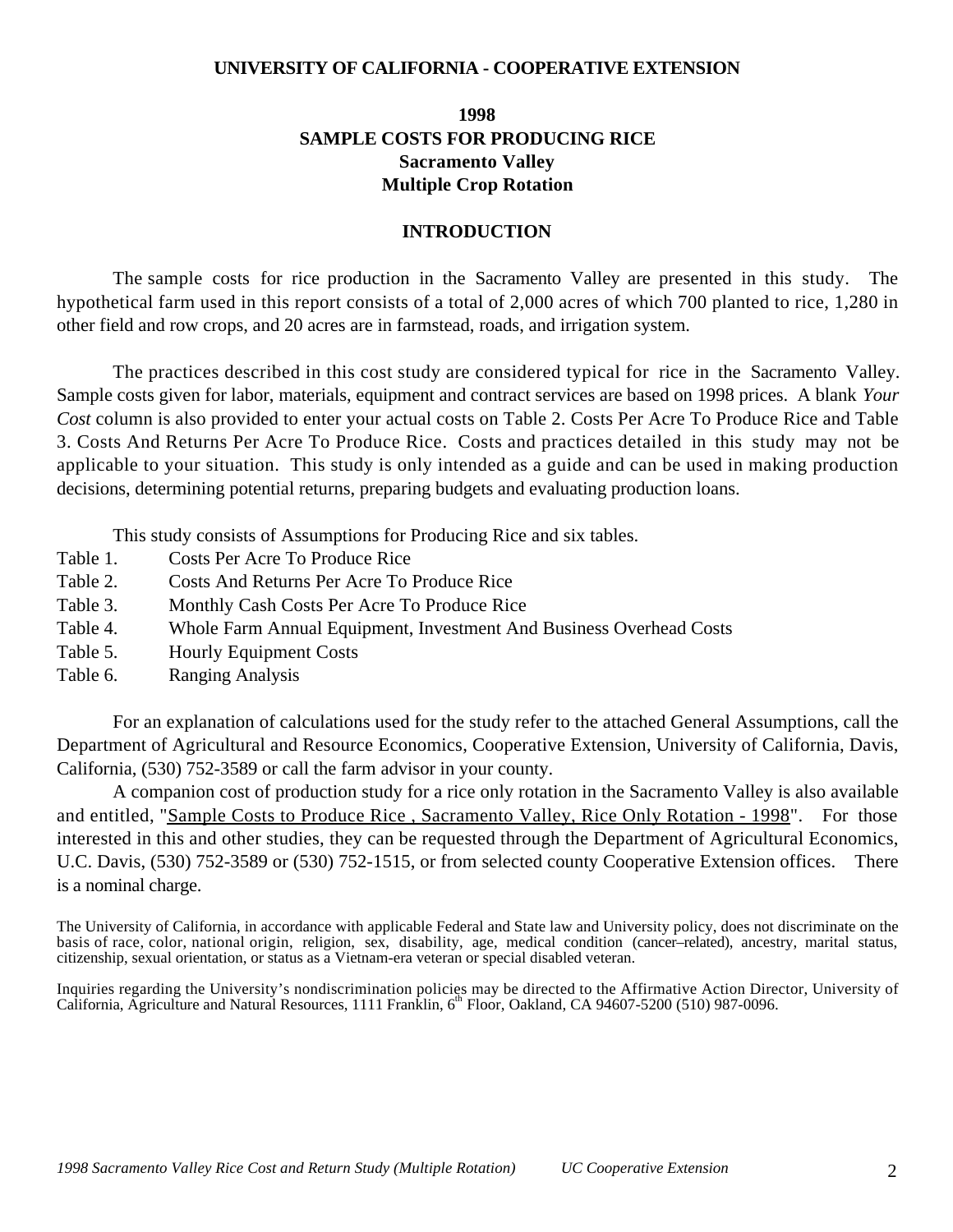**UNIVERSITY OF CALIFORNIA - COOPERATIVE EXTENSION**

# 1998
# SAMPLE COSTS FOR PRODUCING RICE
# Sacramento Valley
# Multiple Crop Rotation

## INTRODUCTION

The sample costs for rice production in the Sacramento Valley are presented in this study. The hypothetical farm used in this report consists of a total of 2,000 acres of which 700 planted to rice, 1,280 in other field and row crops, and 20 acres are in farmstead, roads, and irrigation system.

The practices described in this cost study are considered typical for rice in the Sacramento Valley. Sample costs given for labor, materials, equipment and contract services are based on 1998 prices. A blank *Your Cost* column is also provided to enter your actual costs on Table 2. Costs Per Acre To Produce Rice and Table 3. Costs And Returns Per Acre To Produce Rice. Costs and practices detailed in this study may not be applicable to your situation. This study is only intended as a guide and can be used in making production decisions, determining potential returns, preparing budgets and evaluating production loans.

This study consists of Assumptions for Producing Rice and six tables.

| | |
|---|---|
| Table 1. | Costs Per Acre To Produce Rice |
| Table 2. | Costs And Returns Per Acre To Produce Rice |
| Table 3. | Monthly Cash Costs Per Acre To Produce Rice |
| Table 4. | Whole Farm Annual Equipment, Investment And Business Overhead Costs |
| Table 5. | Hourly Equipment Costs |
| Table 6. | Ranging Analysis |

For an explanation of calculations used for the study refer to the attached General Assumptions, call the Department of Agricultural and Resource Economics, Cooperative Extension, University of California, Davis, California, (530) 752-3589 or call the farm advisor in your county.

A companion cost of production study for a rice only rotation in the Sacramento Valley is also available and entitled, "Sample Costs to Produce Rice , Sacramento Valley, Rice Only Rotation - 1998". For those interested in this and other studies, they can be requested through the Department of Agricultural Economics, U.C. Davis, (530) 752-3589 or (530) 752-1515, or from selected county Cooperative Extension offices. There is a nominal charge.

The University of California, in accordance with applicable Federal and State law and University policy, does not discriminate on the basis of race, color, national origin, religion, sex, disability, age, medical condition (cancer–related), ancestry, marital status, citizenship, sexual orientation, or status as a Vietnam-era veteran or special disabled veteran.

Inquiries regarding the University's nondiscrimination policies may be directed to the Affirmative Action Director, University of California, Agriculture and Natural Resources, 1111 Franklin, 6th Floor, Oakland, CA 94607-5200 (510) 987-0096.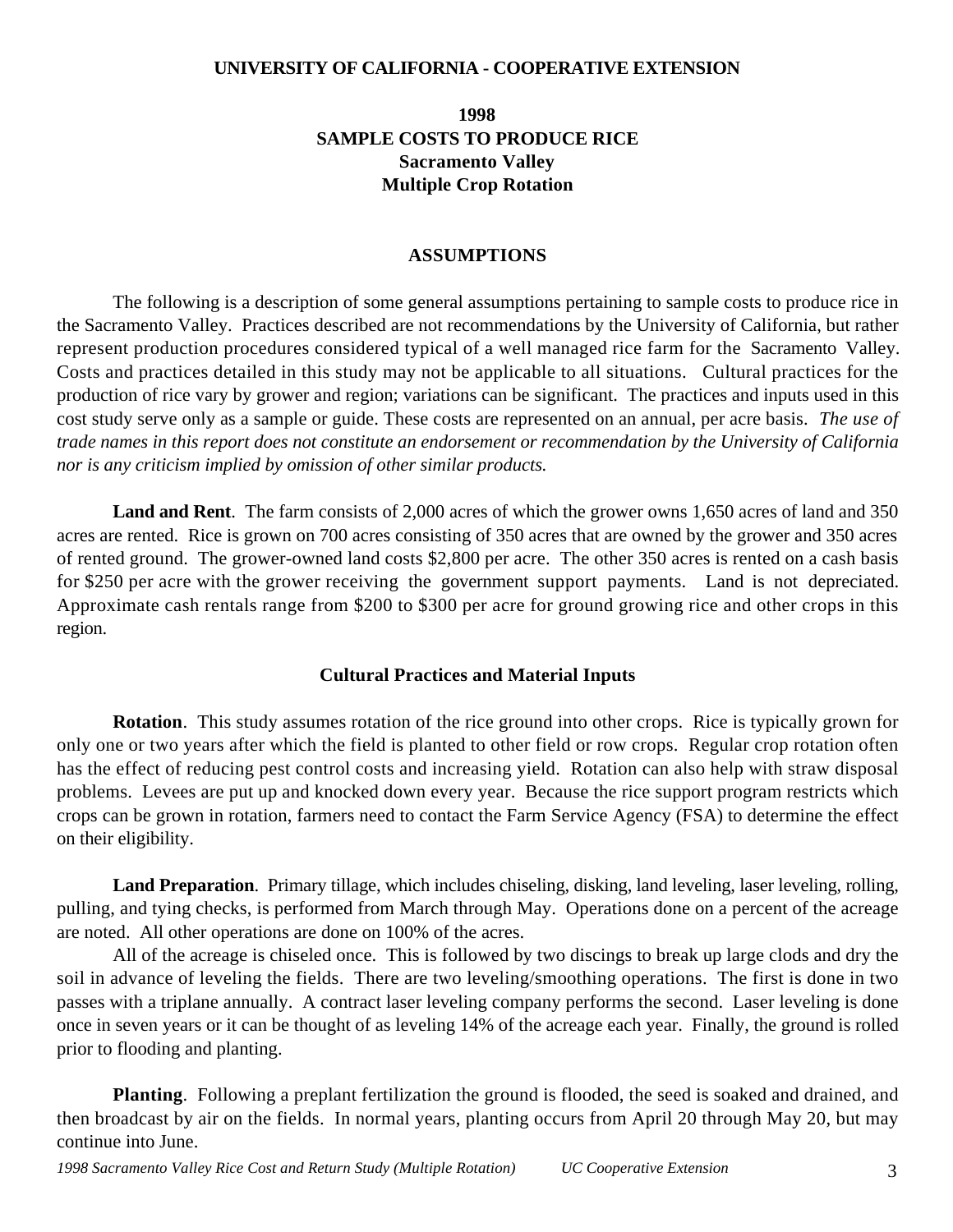**UNIVERSITY OF CALIFORNIA - COOPERATIVE EXTENSION**

# 1998
# SAMPLE COSTS TO PRODUCE RICE
## Sacramento Valley
## Multiple Crop Rotation

## ASSUMPTIONS

The following is a description of some general assumptions pertaining to sample costs to produce rice in the Sacramento Valley. Practices described are not recommendations by the University of California, but rather represent production procedures considered typical of a well managed rice farm for the Sacramento Valley. Costs and practices detailed in this study may not be applicable to all situations. Cultural practices for the production of rice vary by grower and region; variations can be significant. The practices and inputs used in this cost study serve only as a sample or guide. These costs are represented on an annual, per acre basis. *The use of trade names in this report does not constitute an endorsement or recommendation by the University of California nor is any criticism implied by omission of other similar products.*

**Land and Rent**. The farm consists of 2,000 acres of which the grower owns 1,650 acres of land and 350 acres are rented. Rice is grown on 700 acres consisting of 350 acres that are owned by the grower and 350 acres of rented ground. The grower-owned land costs $2,800 per acre. The other 350 acres is rented on a cash basis for $250 per acre with the grower receiving the government support payments. Land is not depreciated. Approximate cash rentals range from $200 to $300 per acre for ground growing rice and other crops in this region.

### Cultural Practices and Material Inputs

**Rotation**. This study assumes rotation of the rice ground into other crops. Rice is typically grown for only one or two years after which the field is planted to other field or row crops. Regular crop rotation often has the effect of reducing pest control costs and increasing yield. Rotation can also help with straw disposal problems. Levees are put up and knocked down every year. Because the rice support program restricts which crops can be grown in rotation, farmers need to contact the Farm Service Agency (FSA) to determine the effect on their eligibility.

**Land Preparation**. Primary tillage, which includes chiseling, disking, land leveling, laser leveling, rolling, pulling, and tying checks, is performed from March through May. Operations done on a percent of the acreage are noted. All other operations are done on 100% of the acres.

All of the acreage is chiseled once. This is followed by two discings to break up large clods and dry the soil in advance of leveling the fields. There are two leveling/smoothing operations. The first is done in two passes with a triplane annually. A contract laser leveling company performs the second. Laser leveling is done once in seven years or it can be thought of as leveling 14% of the acreage each year. Finally, the ground is rolled prior to flooding and planting.

**Planting**. Following a preplant fertilization the ground is flooded, the seed is soaked and drained, and then broadcast by air on the fields. In normal years, planting occurs from April 20 through May 20, but may continue into June.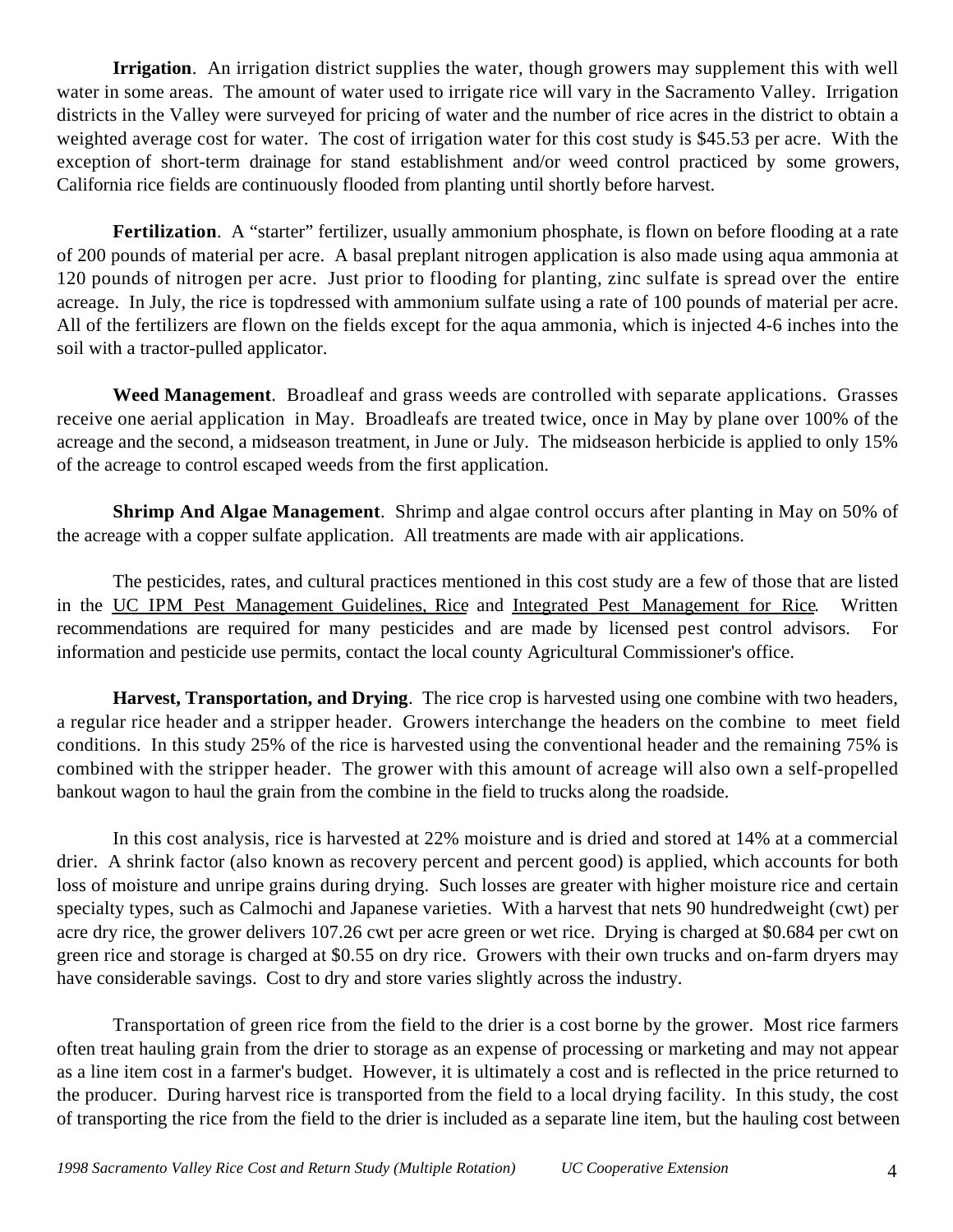**Irrigation**. An irrigation district supplies the water, though growers may supplement this with well water in some areas. The amount of water used to irrigate rice will vary in the Sacramento Valley. Irrigation districts in the Valley were surveyed for pricing of water and the number of rice acres in the district to obtain a weighted average cost for water. The cost of irrigation water for this cost study is $45.53 per acre. With the exception of short-term drainage for stand establishment and/or weed control practiced by some growers, California rice fields are continuously flooded from planting until shortly before harvest.

**Fertilization**. A "starter" fertilizer, usually ammonium phosphate, is flown on before flooding at a rate of 200 pounds of material per acre. A basal preplant nitrogen application is also made using aqua ammonia at 120 pounds of nitrogen per acre. Just prior to flooding for planting, zinc sulfate is spread over the entire acreage. In July, the rice is topdressed with ammonium sulfate using a rate of 100 pounds of material per acre. All of the fertilizers are flown on the fields except for the aqua ammonia, which is injected 4-6 inches into the soil with a tractor-pulled applicator.

**Weed Management**. Broadleaf and grass weeds are controlled with separate applications. Grasses receive one aerial application in May. Broadleafs are treated twice, once in May by plane over 100% of the acreage and the second, a midseason treatment, in June or July. The midseason herbicide is applied to only 15% of the acreage to control escaped weeds from the first application.

**Shrimp And Algae Management**. Shrimp and algae control occurs after planting in May on 50% of the acreage with a copper sulfate application. All treatments are made with air applications.

The pesticides, rates, and cultural practices mentioned in this cost study are a few of those that are listed in the UC IPM Pest Management Guidelines, Rice and Integrated Pest Management for Rice. Written recommendations are required for many pesticides and are made by licensed pest control advisors. For information and pesticide use permits, contact the local county Agricultural Commissioner's office.

**Harvest, Transportation, and Drying**. The rice crop is harvested using one combine with two headers, a regular rice header and a stripper header. Growers interchange the headers on the combine to meet field conditions. In this study 25% of the rice is harvested using the conventional header and the remaining 75% is combined with the stripper header. The grower with this amount of acreage will also own a self-propelled bankout wagon to haul the grain from the combine in the field to trucks along the roadside.

In this cost analysis, rice is harvested at 22% moisture and is dried and stored at 14% at a commercial drier. A shrink factor (also known as recovery percent and percent good) is applied, which accounts for both loss of moisture and unripe grains during drying. Such losses are greater with higher moisture rice and certain specialty types, such as Calmochi and Japanese varieties. With a harvest that nets 90 hundredweight (cwt) per acre dry rice, the grower delivers 107.26 cwt per acre green or wet rice. Drying is charged at $0.684 per cwt on green rice and storage is charged at $0.55 on dry rice. Growers with their own trucks and on-farm dryers may have considerable savings. Cost to dry and store varies slightly across the industry.

Transportation of green rice from the field to the drier is a cost borne by the grower. Most rice farmers often treat hauling grain from the drier to storage as an expense of processing or marketing and may not appear as a line item cost in a farmer's budget. However, it is ultimately a cost and is reflected in the price returned to the producer. During harvest rice is transported from the field to a local drying facility. In this study, the cost of transporting the rice from the field to the drier is included as a separate line item, but the hauling cost between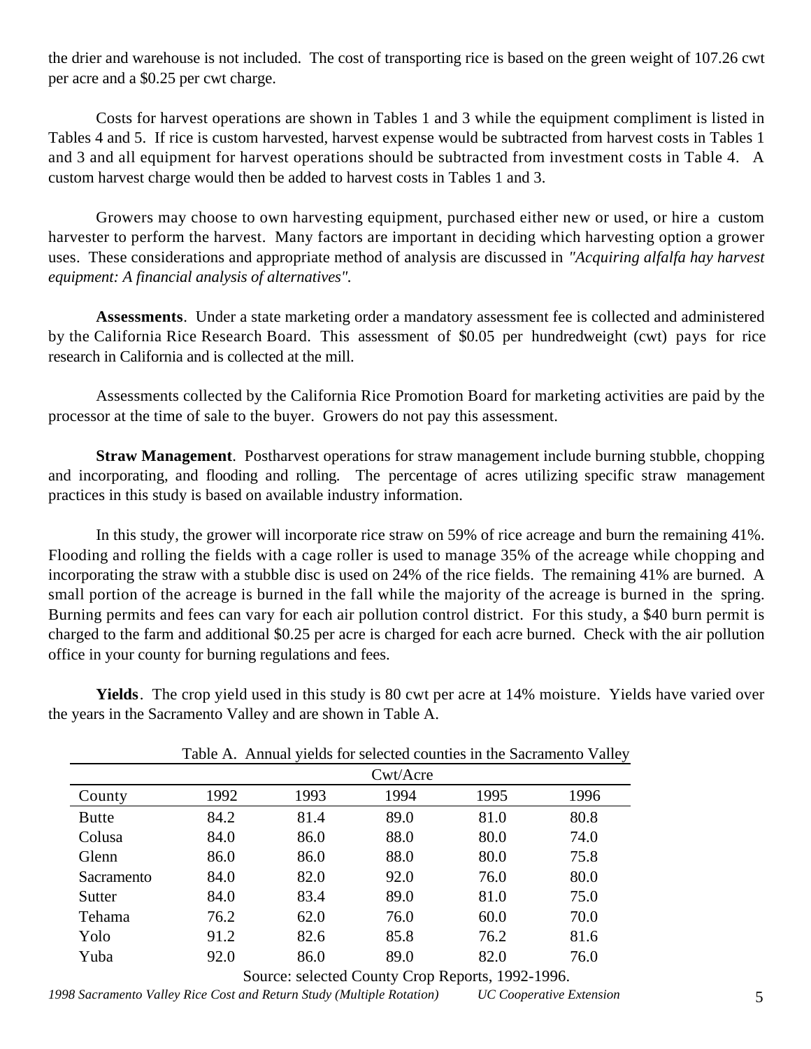the drier and warehouse is not included. The cost of transporting rice is based on the green weight of 107.26 cwt per acre and a $0.25 per cwt charge.

Costs for harvest operations are shown in Tables 1 and 3 while the equipment compliment is listed in Tables 4 and 5. If rice is custom harvested, harvest expense would be subtracted from harvest costs in Tables 1 and 3 and all equipment for harvest operations should be subtracted from investment costs in Table 4. A custom harvest charge would then be added to harvest costs in Tables 1 and 3.

Growers may choose to own harvesting equipment, purchased either new or used, or hire a custom harvester to perform the harvest. Many factors are important in deciding which harvesting option a grower uses. These considerations and appropriate method of analysis are discussed in *"Acquiring alfalfa hay harvest equipment: A financial analysis of alternatives".*

**Assessments**. Under a state marketing order a mandatory assessment fee is collected and administered by the California Rice Research Board. This assessment of $0.05 per hundredweight (cwt) pays for rice research in California and is collected at the mill.

Assessments collected by the California Rice Promotion Board for marketing activities are paid by the processor at the time of sale to the buyer. Growers do not pay this assessment.

**Straw Management**. Postharvest operations for straw management include burning stubble, chopping and incorporating, and flooding and rolling. The percentage of acres utilizing specific straw management practices in this study is based on available industry information.

In this study, the grower will incorporate rice straw on 59% of rice acreage and burn the remaining 41%. Flooding and rolling the fields with a cage roller is used to manage 35% of the acreage while chopping and incorporating the straw with a stubble disc is used on 24% of the rice fields. The remaining 41% are burned. A small portion of the acreage is burned in the fall while the majority of the acreage is burned in the spring. Burning permits and fees can vary for each air pollution control district. For this study, a $40 burn permit is charged to the farm and additional $0.25 per acre is charged for each acre burned. Check with the air pollution office in your county for burning regulations and fees.

**Yields**. The crop yield used in this study is 80 cwt per acre at 14% moisture. Yields have varied over the years in the Sacramento Valley and are shown in Table A.

Table A. Annual yields for selected counties in the Sacramento Valley

| | Cwt/Acre | | | | |
|---|---|---|---|---|---|
| County | 1992 | 1993 | 1994 | 1995 | 1996 |
| Butte | 84.2 | 81.4 | 89.0 | 81.0 | 80.8 |
| Colusa | 84.0 | 86.0 | 88.0 | 80.0 | 74.0 |
| Glenn | 86.0 | 86.0 | 88.0 | 80.0 | 75.8 |
| Sacramento | 84.0 | 82.0 | 92.0 | 76.0 | 80.0 |
| Sutter | 84.0 | 83.4 | 89.0 | 81.0 | 75.0 |
| Tehama | 76.2 | 62.0 | 76.0 | 60.0 | 70.0 |
| Yolo | 91.2 | 82.6 | 85.8 | 76.2 | 81.6 |
| Yuba | 92.0 | 86.0 | 89.0 | 82.0 | 76.0 |

Source: selected County Crop Reports, 1992-1996.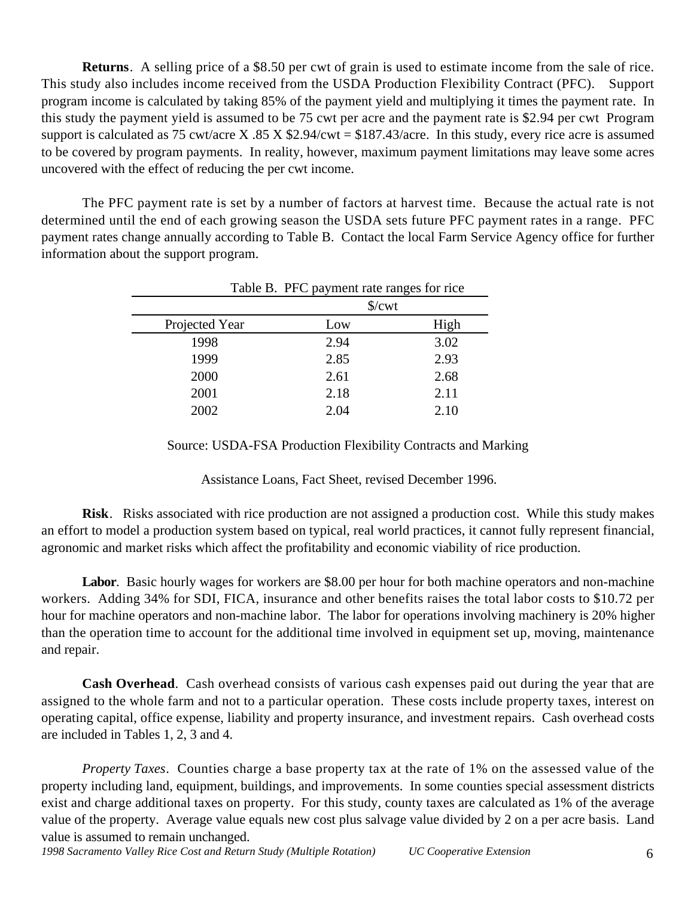**Returns**. A selling price of a \$8.50 per cwt of grain is used to estimate income from the sale of rice. This study also includes income received from the USDA Production Flexibility Contract (PFC). Support program income is calculated by taking 85% of the payment yield and multiplying it times the payment rate. In this study the payment yield is assumed to be 75 cwt per acre and the payment rate is \$2.94 per cwt Program support is calculated as 75 cwt/acre X .85 X \$2.94/cwt = \$187.43/acre. In this study, every rice acre is assumed to be covered by program payments. In reality, however, maximum payment limitations may leave some acres uncovered with the effect of reducing the per cwt income.

The PFC payment rate is set by a number of factors at harvest time. Because the actual rate is not determined until the end of each growing season the USDA sets future PFC payment rates in a range. PFC payment rates change annually according to Table B. Contact the local Farm Service Agency office for further information about the support program.

Table B. PFC payment rate ranges for rice

| | \$/cwt | |
|---|---|---|
| Projected Year | Low | High |
| 1998 | 2.94 | 3.02 |
| 1999 | 2.85 | 2.93 |
| 2000 | 2.61 | 2.68 |
| 2001 | 2.18 | 2.11 |
| 2002 | 2.04 | 2.10 |

Source: USDA-FSA Production Flexibility Contracts and Marking

Assistance Loans, Fact Sheet, revised December 1996.

**Risk**. Risks associated with rice production are not assigned a production cost. While this study makes an effort to model a production system based on typical, real world practices, it cannot fully represent financial, agronomic and market risks which affect the profitability and economic viability of rice production.

**Labor**. Basic hourly wages for workers are \$8.00 per hour for both machine operators and non-machine workers. Adding 34% for SDI, FICA, insurance and other benefits raises the total labor costs to \$10.72 per hour for machine operators and non-machine labor. The labor for operations involving machinery is 20% higher than the operation time to account for the additional time involved in equipment set up, moving, maintenance and repair.

**Cash Overhead**. Cash overhead consists of various cash expenses paid out during the year that are assigned to the whole farm and not to a particular operation. These costs include property taxes, interest on operating capital, office expense, liability and property insurance, and investment repairs. Cash overhead costs are included in Tables 1, 2, 3 and 4.

*Property Taxes*. Counties charge a base property tax at the rate of 1% on the assessed value of the property including land, equipment, buildings, and improvements. In some counties special assessment districts exist and charge additional taxes on property. For this study, county taxes are calculated as 1% of the average value of the property. Average value equals new cost plus salvage value divided by 2 on a per acre basis. Land value is assumed to remain unchanged.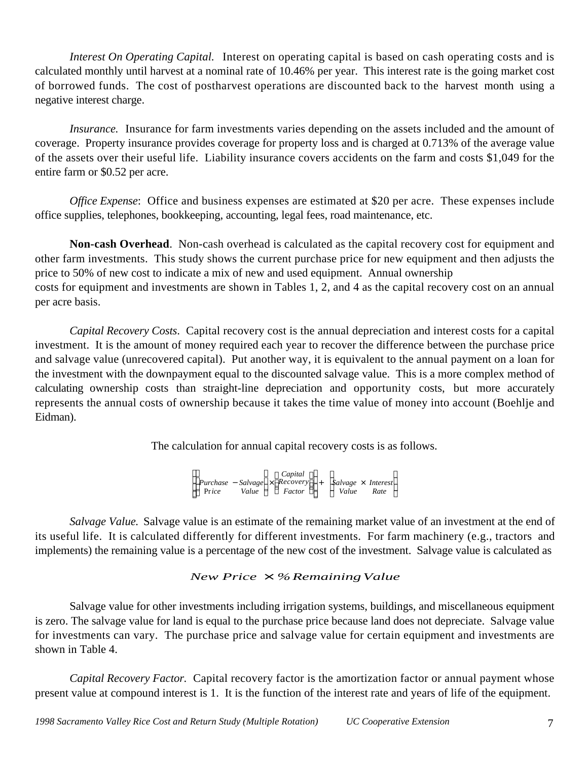*Interest On Operating Capital.* Interest on operating capital is based on cash operating costs and is calculated monthly until harvest at a nominal rate of 10.46% per year. This interest rate is the going market cost of borrowed funds. The cost of postharvest operations are discounted back to the harvest month using a negative interest charge.

*Insurance.* Insurance for farm investments varies depending on the assets included and the amount of coverage. Property insurance provides coverage for property loss and is charged at 0.713% of the average value of the assets over their useful life. Liability insurance covers accidents on the farm and costs $1,049 for the entire farm or $0.52 per acre.

*Office Expense*: Office and business expenses are estimated at $20 per acre. These expenses include office supplies, telephones, bookkeeping, accounting, legal fees, road maintenance, etc.

**Non-cash Overhead**. Non-cash overhead is calculated as the capital recovery cost for equipment and other farm investments. This study shows the current purchase price for new equipment and then adjusts the price to 50% of new cost to indicate a mix of new and used equipment. Annual ownership costs for equipment and investments are shown in Tables 1, 2, and 4 as the capital recovery cost on an annual per acre basis.

*Capital Recovery Costs*. Capital recovery cost is the annual depreciation and interest costs for a capital investment. It is the amount of money required each year to recover the difference between the purchase price and salvage value (unrecovered capital). Put another way, it is equivalent to the annual payment on a loan for the investment with the downpayment equal to the discounted salvage value. This is a more complex method of calculating ownership costs than straight-line depreciation and opportunity costs, but more accurately represents the annual costs of ownership because it takes the time value of money into account (Boehlje and Eidman).

The calculation for annual capital recovery costs is as follows.

$$\left[\left(\begin{matrix}Purchase\\Price\end{matrix} - \begin{matrix}Salvage\\Value\end{matrix}\right) \times \left(\begin{matrix}Capital\\Recovery\\Factor\end{matrix}\right)\right] + \left(\begin{matrix}Salvage\\Value\end{matrix} \times \begin{matrix}Interest\\Rate\end{matrix}\right)$$

*Salvage Value.* Salvage value is an estimate of the remaining market value of an investment at the end of its useful life. It is calculated differently for different investments. For farm machinery (e.g., tractors and implements) the remaining value is a percentage of the new cost of the investment. Salvage value is calculated as

$$New\ Price \times \%\ Remaining\ Value$$

Salvage value for other investments including irrigation systems, buildings, and miscellaneous equipment is zero. The salvage value for land is equal to the purchase price because land does not depreciate. Salvage value for investments can vary. The purchase price and salvage value for certain equipment and investments are shown in Table 4.

*Capital Recovery Factor.* Capital recovery factor is the amortization factor or annual payment whose present value at compound interest is 1. It is the function of the interest rate and years of life of the equipment.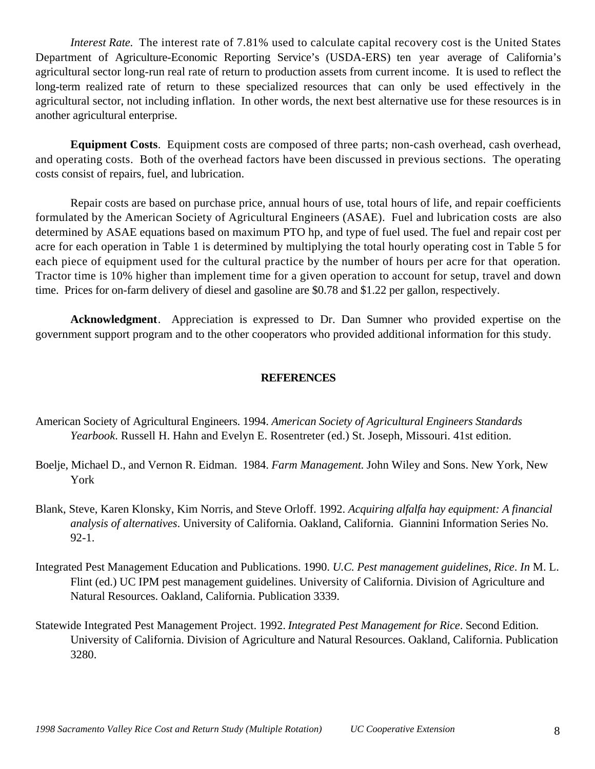*Interest Rate.* The interest rate of 7.81% used to calculate capital recovery cost is the United States Department of Agriculture-Economic Reporting Service's (USDA-ERS) ten year average of California's agricultural sector long-run real rate of return to production assets from current income. It is used to reflect the long-term realized rate of return to these specialized resources that can only be used effectively in the agricultural sector, not including inflation. In other words, the next best alternative use for these resources is in another agricultural enterprise.

**Equipment Costs**. Equipment costs are composed of three parts; non-cash overhead, cash overhead, and operating costs. Both of the overhead factors have been discussed in previous sections. The operating costs consist of repairs, fuel, and lubrication.

Repair costs are based on purchase price, annual hours of use, total hours of life, and repair coefficients formulated by the American Society of Agricultural Engineers (ASAE). Fuel and lubrication costs are also determined by ASAE equations based on maximum PTO hp, and type of fuel used. The fuel and repair cost per acre for each operation in Table 1 is determined by multiplying the total hourly operating cost in Table 5 for each piece of equipment used for the cultural practice by the number of hours per acre for that operation. Tractor time is 10% higher than implement time for a given operation to account for setup, travel and down time. Prices for on-farm delivery of diesel and gasoline are $0.78 and $1.22 per gallon, respectively.

**Acknowledgment**. Appreciation is expressed to Dr. Dan Sumner who provided expertise on the government support program and to the other cooperators who provided additional information for this study.

## REFERENCES

American Society of Agricultural Engineers. 1994. *American Society of Agricultural Engineers Standards Yearbook*. Russell H. Hahn and Evelyn E. Rosentreter (ed.) St. Joseph, Missouri. 41st edition.

Boelje, Michael D., and Vernon R. Eidman. 1984. *Farm Management.* John Wiley and Sons. New York, New York

Blank, Steve, Karen Klonsky, Kim Norris, and Steve Orloff. 1992. *Acquiring alfalfa hay equipment: A financial analysis of alternatives*. University of California. Oakland, California. Giannini Information Series No. 92-1.

Integrated Pest Management Education and Publications. 1990. *U.C. Pest management guidelines, Rice*. *In* M. L. Flint (ed.) UC IPM pest management guidelines. University of California. Division of Agriculture and Natural Resources. Oakland, California. Publication 3339.

Statewide Integrated Pest Management Project. 1992. *Integrated Pest Management for Rice*. Second Edition. University of California. Division of Agriculture and Natural Resources. Oakland, California. Publication 3280.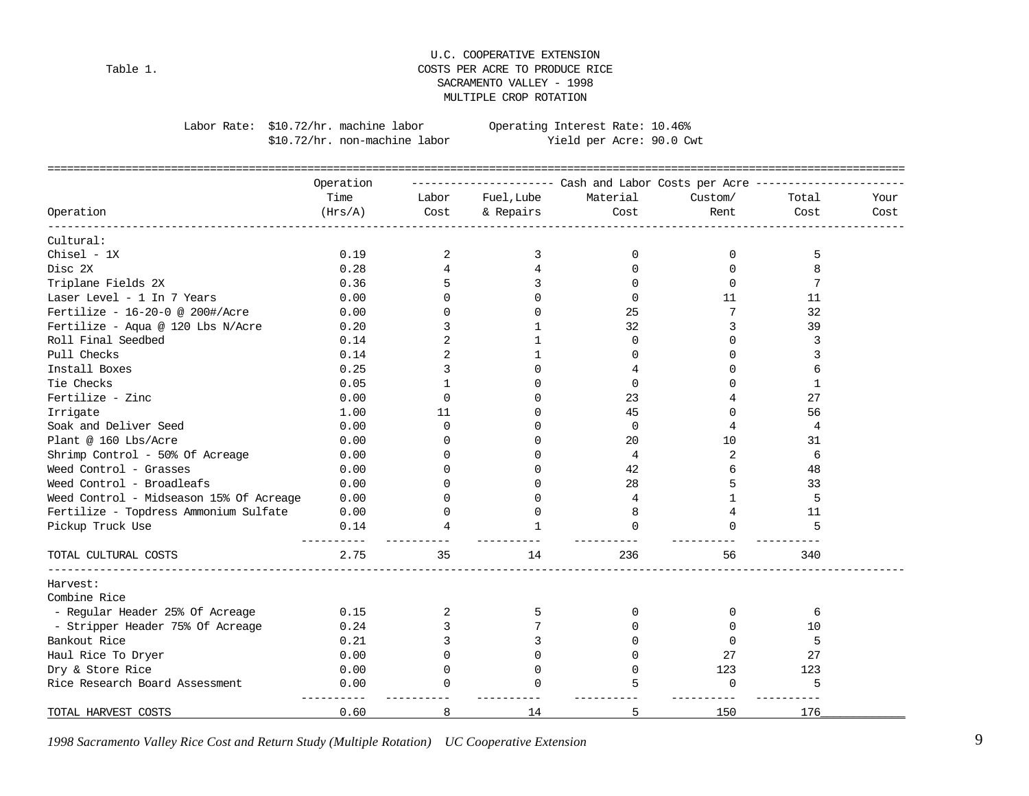Table 1.

U.C. COOPERATIVE EXTENSION
COSTS PER ACRE TO PRODUCE RICE
SACRAMENTO VALLEY - 1998
MULTIPLE CROP ROTATION

Labor Rate: $10.72/hr. machine labor — Operating Interest Rate: 10.46%
$10.72/hr. non-machine labor — Yield per Acre: 90.0 Cwt

| Operation | Operation Time (Hrs/A) | Labor Cost | Fuel,Lube & Repairs | Material Cost | Custom/ Rent | Total Cost | Your Cost |
|---|---|---|---|---|---|---|---|
| | | Cash and Labor Costs per Acre | | | | | |
| **Cultural:** | | | | | | | |
| Chisel - 1X | 0.19 | 2 | 3 | 0 | 0 | 5 | |
| Disc 2X | 0.28 | 4 | 4 | 0 | 0 | 8 | |
| Triplane Fields 2X | 0.36 | 5 | 3 | 0 | 0 | 7 | |
| Laser Level - 1 In 7 Years | 0.00 | 0 | 0 | 0 | 11 | 11 | |
| Fertilize - 16-20-0 @ 200#/Acre | 0.00 | 0 | 0 | 25 | 7 | 32 | |
| Fertilize - Aqua @ 120 Lbs N/Acre | 0.20 | 3 | 1 | 32 | 3 | 39 | |
| Roll Final Seedbed | 0.14 | 2 | 1 | 0 | 0 | 3 | |
| Pull Checks | 0.14 | 2 | 1 | 0 | 0 | 3 | |
| Install Boxes | 0.25 | 3 | 0 | 4 | 0 | 6 | |
| Tie Checks | 0.05 | 1 | 0 | 0 | 0 | 1 | |
| Fertilize - Zinc | 0.00 | 0 | 0 | 23 | 4 | 27 | |
| Irrigate | 1.00 | 11 | 0 | 45 | 0 | 56 | |
| Soak and Deliver Seed | 0.00 | 0 | 0 | 0 | 4 | 4 | |
| Plant @ 160 Lbs/Acre | 0.00 | 0 | 0 | 20 | 10 | 31 | |
| Shrimp Control - 50% Of Acreage | 0.00 | 0 | 0 | 4 | 2 | 6 | |
| Weed Control - Grasses | 0.00 | 0 | 0 | 42 | 6 | 48 | |
| Weed Control - Broadleafs | 0.00 | 0 | 0 | 28 | 5 | 33 | |
| Weed Control - Midseason 15% Of Acreage | 0.00 | 0 | 0 | 4 | 1 | 5 | |
| Fertilize - Topdress Ammonium Sulfate | 0.00 | 0 | 0 | 8 | 4 | 11 | |
| Pickup Truck Use | 0.14 | 4 | 1 | 0 | 0 | 5 | |
| TOTAL CULTURAL COSTS | 2.75 | 35 | 14 | 236 | 56 | 340 | |
| **Harvest:** | | | | | | | |
| Combine Rice | | | | | | | |
| - Regular Header 25% Of Acreage | 0.15 | 2 | 5 | 0 | 0 | 6 | |
| - Stripper Header 75% Of Acreage | 0.24 | 3 | 7 | 0 | 0 | 10 | |
| Bankout Rice | 0.21 | 3 | 3 | 0 | 0 | 5 | |
| Haul Rice To Dryer | 0.00 | 0 | 0 | 0 | 27 | 27 | |
| Dry & Store Rice | 0.00 | 0 | 0 | 0 | 123 | 123 | |
| Rice Research Board Assessment | 0.00 | 0 | 0 | 5 | 0 | 5 | |
| TOTAL HARVEST COSTS | 0.60 | 8 | 14 | 5 | 150 | 176 | |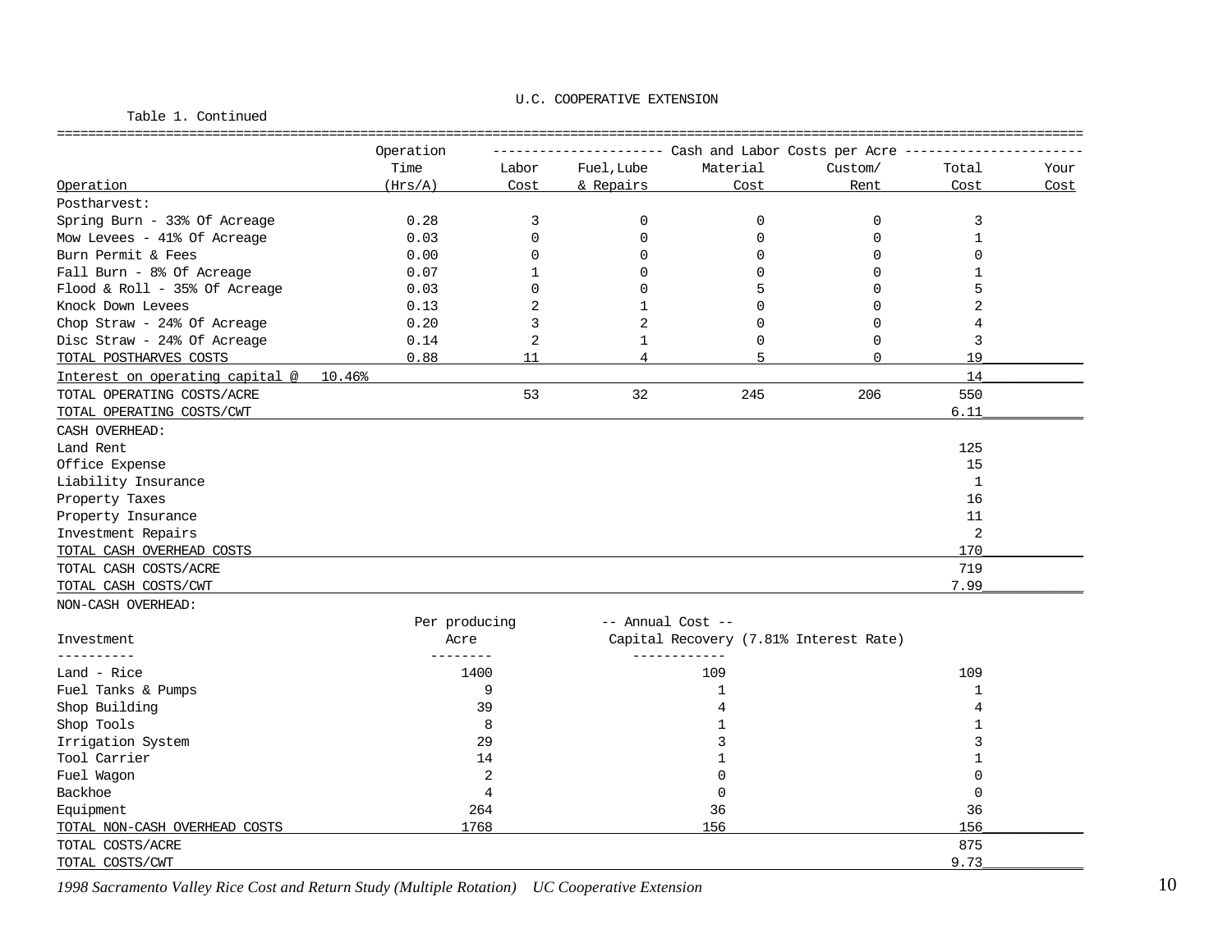U.C. COOPERATIVE EXTENSION

Table 1. Continued

| Operation | Operation Time (Hrs/A) | Labor Cost | Fuel,Lube & Repairs | Material Cost | Custom/ Rent | Total Cost | Your Cost |
|---|---|---|---|---|---|---|---|
| | | --- Cash and Labor Costs per Acre --- | | | | | |
| Postharvest: | | | | | | | |
| Spring Burn - 33% Of Acreage | 0.28 | 3 | 0 | 0 | 0 | 3 | |
| Mow Levees - 41% Of Acreage | 0.03 | 0 | 0 | 0 | 0 | 1 | |
| Burn Permit & Fees | 0.00 | 0 | 0 | 0 | 0 | 0 | |
| Fall Burn - 8% Of Acreage | 0.07 | 1 | 0 | 0 | 0 | 1 | |
| Flood & Roll - 35% Of Acreage | 0.03 | 0 | 0 | 5 | 0 | 5 | |
| Knock Down Levees | 0.13 | 2 | 1 | 0 | 0 | 2 | |
| Chop Straw - 24% Of Acreage | 0.20 | 3 | 2 | 0 | 0 | 4 | |
| Disc Straw - 24% Of Acreage | 0.14 | 2 | 1 | 0 | 0 | 3 | |
| TOTAL POSTHARVES COSTS | 0.88 | 11 | 4 | 5 | 0 | 19 | |
| Interest on operating capital @ 10.46% | | | | | | 14 | |
| TOTAL OPERATING COSTS/ACRE | | 53 | 32 | 245 | 206 | 550 | |
| TOTAL OPERATING COSTS/CWT | | | | | | 6.11 | |
| CASH OVERHEAD: | | | | | | | |
| Land Rent | | | | | | 125 | |
| Office Expense | | | | | | 15 | |
| Liability Insurance | | | | | | 1 | |
| Property Taxes | | | | | | 16 | |
| Property Insurance | | | | | | 11 | |
| Investment Repairs | | | | | | 2 | |
| TOTAL CASH OVERHEAD COSTS | | | | | | 170 | |
| TOTAL CASH COSTS/ACRE | | | | | | 719 | |
| TOTAL CASH COSTS/CWT | | | | | | 7.99 | |

NON-CASH OVERHEAD:

| Investment | Per producing Acre | -- Annual Cost -- Capital Recovery (7.81% Interest Rate) | Total Cost | Your Cost |
|---|---|---|---|---|
| Land - Rice | 1400 | 109 | 109 | |
| Fuel Tanks & Pumps | 9 | 1 | 1 | |
| Shop Building | 39 | 4 | 4 | |
| Shop Tools | 8 | 1 | 1 | |
| Irrigation System | 29 | 3 | 3 | |
| Tool Carrier | 14 | 1 | 1 | |
| Fuel Wagon | 2 | 0 | 0 | |
| Backhoe | 4 | 0 | 0 | |
| Equipment | 264 | 36 | 36 | |
| TOTAL NON-CASH OVERHEAD COSTS | 1768 | 156 | 156 | |
| TOTAL COSTS/ACRE | | | 875 | |
| TOTAL COSTS/CWT | | | 9.73 | |

*1998 Sacramento Valley Rice Cost and Return Study (Multiple Rotation) UC Cooperative Extension*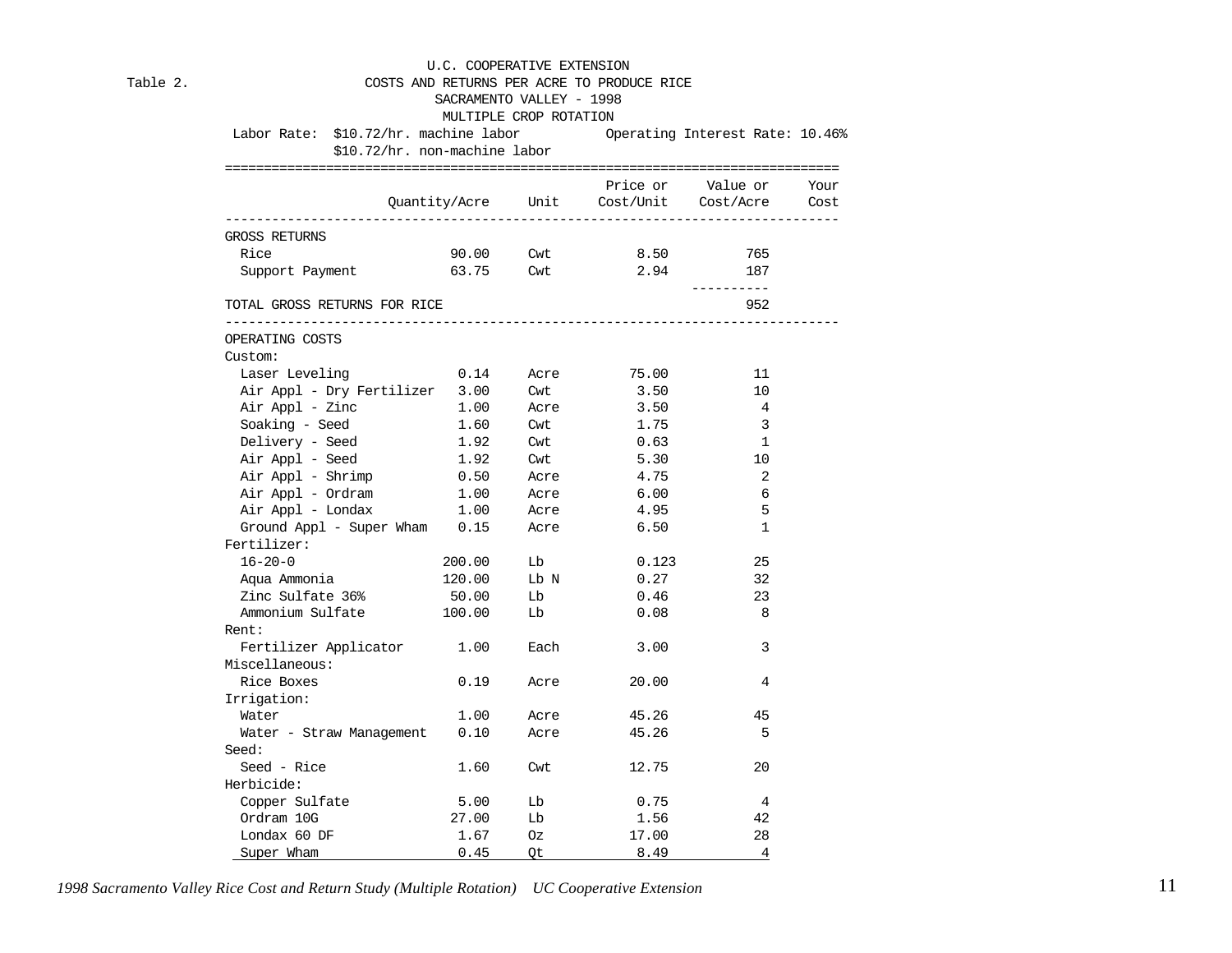U.C. COOPERATIVE EXTENSION

Table 2. COSTS AND RETURNS PER ACRE TO PRODUCE RICE

SACRAMENTO VALLEY - 1998

MULTIPLE CROP ROTATION

Labor Rate: $10.72/hr. machine labor Operating Interest Rate: 10.46%
$10.72/hr. non-machine labor

| | Quantity/Acre | Unit | Price or Cost/Unit | Value or Cost/Acre | Your Cost |
|---|---|---|---|---|---|
| GROSS RETURNS | | | | | |
| Rice | 90.00 | Cwt | 8.50 | 765 | |
| Support Payment | 63.75 | Cwt | 2.94 | 187 | |
| TOTAL GROSS RETURNS FOR RICE | | | | 952 | |
| OPERATING COSTS | | | | | |
| Custom: | | | | | |
| Laser Leveling | 0.14 | Acre | 75.00 | 11 | |
| Air Appl - Dry Fertilizer | 3.00 | Cwt | 3.50 | 10 | |
| Air Appl - Zinc | 1.00 | Acre | 3.50 | 4 | |
| Soaking - Seed | 1.60 | Cwt | 1.75 | 3 | |
| Delivery - Seed | 1.92 | Cwt | 0.63 | 1 | |
| Air Appl - Seed | 1.92 | Cwt | 5.30 | 10 | |
| Air Appl - Shrimp | 0.50 | Acre | 4.75 | 2 | |
| Air Appl - Ordram | 1.00 | Acre | 6.00 | 6 | |
| Air Appl - Londax | 1.00 | Acre | 4.95 | 5 | |
| Ground Appl - Super Wham | 0.15 | Acre | 6.50 | 1 | |
| Fertilizer: | | | | | |
| 16-20-0 | 200.00 | Lb | 0.123 | 25 | |
| Aqua Ammonia | 120.00 | Lb N | 0.27 | 32 | |
| Zinc Sulfate 36% | 50.00 | Lb | 0.46 | 23 | |
| Ammonium Sulfate | 100.00 | Lb | 0.08 | 8 | |
| Rent: | | | | | |
| Fertilizer Applicator | 1.00 | Each | 3.00 | 3 | |
| Miscellaneous: | | | | | |
| Rice Boxes | 0.19 | Acre | 20.00 | 4 | |
| Irrigation: | | | | | |
| Water | 1.00 | Acre | 45.26 | 45 | |
| Water - Straw Management | 0.10 | Acre | 45.26 | 5 | |
| Seed: | | | | | |
| Seed - Rice | 1.60 | Cwt | 12.75 | 20 | |
| Herbicide: | | | | | |
| Copper Sulfate | 5.00 | Lb | 0.75 | 4 | |
| Ordram 10G | 27.00 | Lb | 1.56 | 42 | |
| Londax 60 DF | 1.67 | Oz | 17.00 | 28 | |
| Super Wham | 0.45 | Qt | 8.49 | 4 | |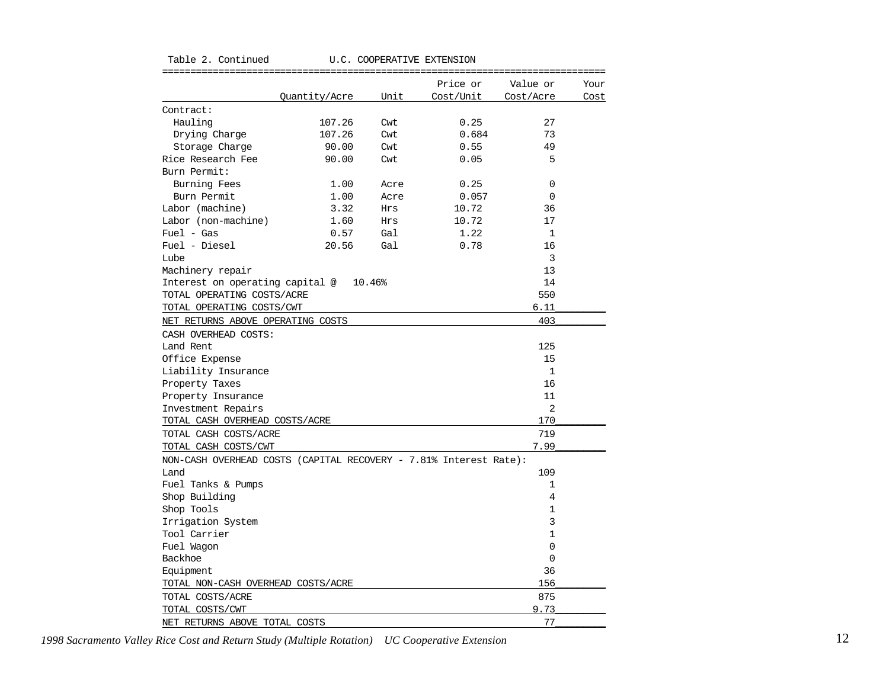Table 2. Continued U.C. COOPERATIVE EXTENSION

| | Quantity/Acre | Unit | Price or Cost/Unit | Value or Cost/Acre | Your Cost |
|---|---|---|---|---|---|
| Contract: | | | | | |
| Hauling | 107.26 | Cwt | 0.25 | 27 | |
| Drying Charge | 107.26 | Cwt | 0.684 | 73 | |
| Storage Charge | 90.00 | Cwt | 0.55 | 49 | |
| Rice Research Fee | 90.00 | Cwt | 0.05 | 5 | |
| Burn Permit: | | | | | |
| Burning Fees | 1.00 | Acre | 0.25 | 0 | |
| Burn Permit | 1.00 | Acre | 0.057 | 0 | |
| Labor (machine) | 3.32 | Hrs | 10.72 | 36 | |
| Labor (non-machine) | 1.60 | Hrs | 10.72 | 17 | |
| Fuel - Gas | 0.57 | Gal | 1.22 | 1 | |
| Fuel - Diesel | 20.56 | Gal | 0.78 | 16 | |
| Lube | | | | 3 | |
| Machinery repair | | | | 13 | |
| Interest on operating capital @ 10.46% | | | | 14 | |
| TOTAL OPERATING COSTS/ACRE | | | | 550 | |
| TOTAL OPERATING COSTS/CWT | | | | 6.11 | |
| NET RETURNS ABOVE OPERATING COSTS | | | | 403 | |
| CASH OVERHEAD COSTS: | | | | | |
| Land Rent | | | | 125 | |
| Office Expense | | | | 15 | |
| Liability Insurance | | | | 1 | |
| Property Taxes | | | | 16 | |
| Property Insurance | | | | 11 | |
| Investment Repairs | | | | 2 | |
| TOTAL CASH OVERHEAD COSTS/ACRE | | | | 170 | |
| TOTAL CASH COSTS/ACRE | | | | 719 | |
| TOTAL CASH COSTS/CWT | | | | 7.99 | |
| NON-CASH OVERHEAD COSTS (CAPITAL RECOVERY - 7.81% Interest Rate): | | | | | |
| Land | | | | 109 | |
| Fuel Tanks & Pumps | | | | 1 | |
| Shop Building | | | | 4 | |
| Shop Tools | | | | 1 | |
| Irrigation System | | | | 3 | |
| Tool Carrier | | | | 1 | |
| Fuel Wagon | | | | 0 | |
| Backhoe | | | | 0 | |
| Equipment | | | | 36 | |
| TOTAL NON-CASH OVERHEAD COSTS/ACRE | | | | 156 | |
| TOTAL COSTS/ACRE | | | | 875 | |
| TOTAL COSTS/CWT | | | | 9.73 | |
| NET RETURNS ABOVE TOTAL COSTS | | | | 77 | |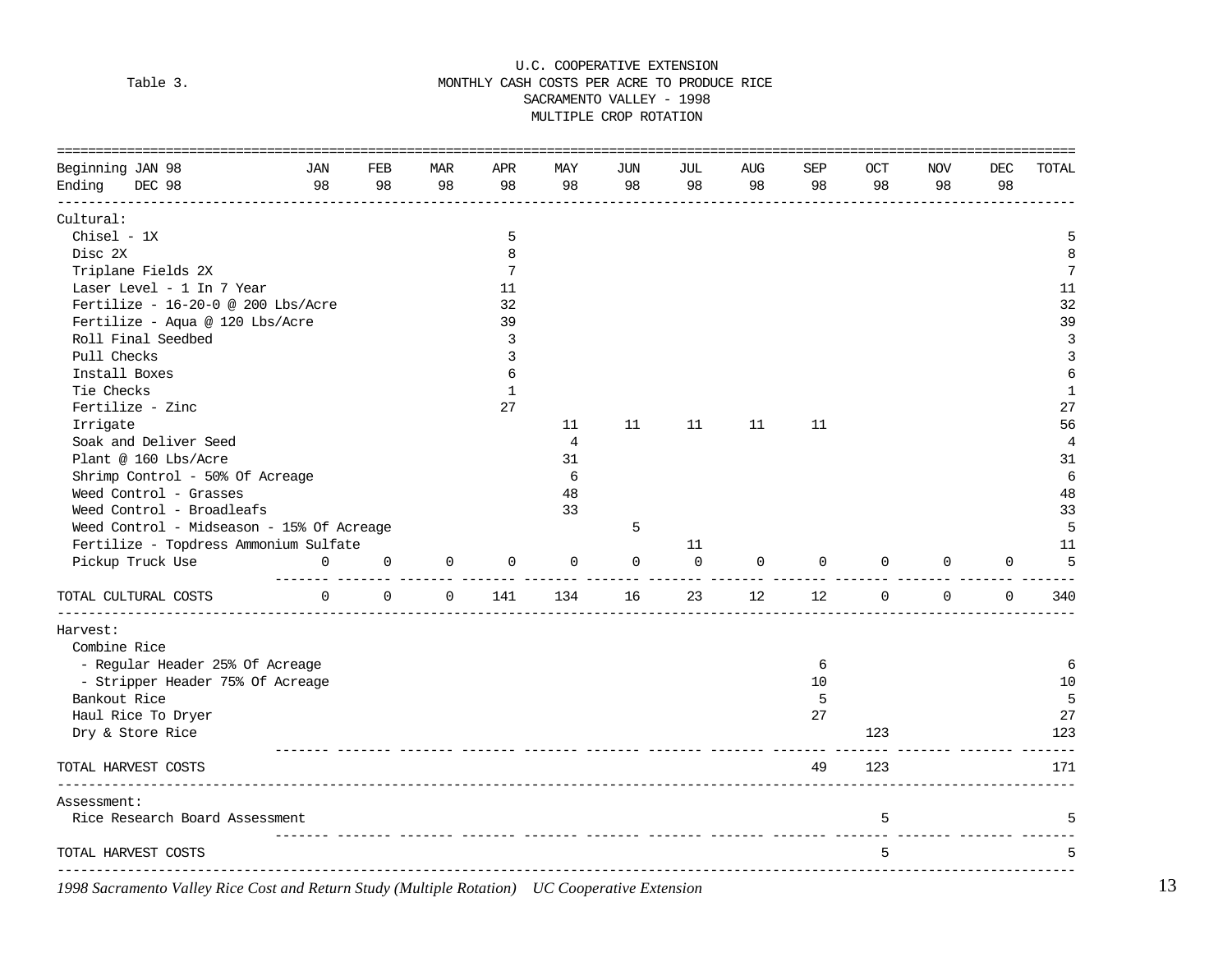U.C. COOPERATIVE EXTENSION

Table 3. MONTHLY CASH COSTS PER ACRE TO PRODUCE RICE

SACRAMENTO VALLEY - 1998

MULTIPLE CROP ROTATION

| Beginning JAN 98 / Ending DEC 98 | JAN 98 | FEB 98 | MAR 98 | APR 98 | MAY 98 | JUN 98 | JUL 98 | AUG 98 | SEP 98 | OCT 98 | NOV 98 | DEC 98 | TOTAL |
|---|---|---|---|---|---|---|---|---|---|---|---|---|---|
| Cultural: | | | | | | | | | | | | | |
| Chisel - 1X | | | | 5 | | | | | | | | | 5 |
| Disc 2X | | | | 8 | | | | | | | | | 8 |
| Triplane Fields 2X | | | | 7 | | | | | | | | | 7 |
| Laser Level - 1 In 7 Year | | | | 11 | | | | | | | | | 11 |
| Fertilize - 16-20-0 @ 200 Lbs/Acre | | | | 32 | | | | | | | | | 32 |
| Fertilize - Aqua @ 120 Lbs/Acre | | | | 39 | | | | | | | | | 39 |
| Roll Final Seedbed | | | | 3 | | | | | | | | | 3 |
| Pull Checks | | | | 3 | | | | | | | | | 3 |
| Install Boxes | | | | 6 | | | | | | | | | 6 |
| Tie Checks | | | | 1 | | | | | | | | | 1 |
| Fertilize - Zinc | | | | 27 | | | | | | | | | 27 |
| Irrigate | | | | | 11 | 11 | 11 | 11 | 11 | | | | 56 |
| Soak and Deliver Seed | | | | | 4 | | | | | | | | 4 |
| Plant @ 160 Lbs/Acre | | | | | 31 | | | | | | | | 31 |
| Shrimp Control - 50% Of Acreage | | | | | 6 | | | | | | | | 6 |
| Weed Control - Grasses | | | | | 48 | | | | | | | | 48 |
| Weed Control - Broadleafs | | | | | 33 | | | | | | | | 33 |
| Weed Control - Midseason - 15% Of Acreage | | | | | | 5 | | | | | | | 5 |
| Fertilize - Topdress Ammonium Sulfate | | | | | | | 11 | | | | | | 11 |
| Pickup Truck Use | 0 | 0 | 0 | 0 | 0 | 0 | 0 | 0 | 0 | 0 | 0 | 0 | 5 |
| TOTAL CULTURAL COSTS | 0 | 0 | 0 | 141 | 134 | 16 | 23 | 12 | 12 | 0 | 0 | 0 | 340 |
| Harvest: | | | | | | | | | | | | | |
| Combine Rice | | | | | | | | | | | | | |
| - Regular Header 25% Of Acreage | | | | | | | | | 6 | | | | 6 |
| - Stripper Header 75% Of Acreage | | | | | | | | | 10 | | | | 10 |
| Bankout Rice | | | | | | | | | 5 | | | | 5 |
| Haul Rice To Dryer | | | | | | | | | 27 | | | | 27 |
| Dry & Store Rice | | | | | | | | | | 123 | | | 123 |
| TOTAL HARVEST COSTS | | | | | | | | | 49 | 123 | | | 171 |
| Assessment: | | | | | | | | | | | | | |
| Rice Research Board Assessment | | | | | | | | | | 5 | | | 5 |
| TOTAL HARVEST COSTS | | | | | | | | | | 5 | | | 5 |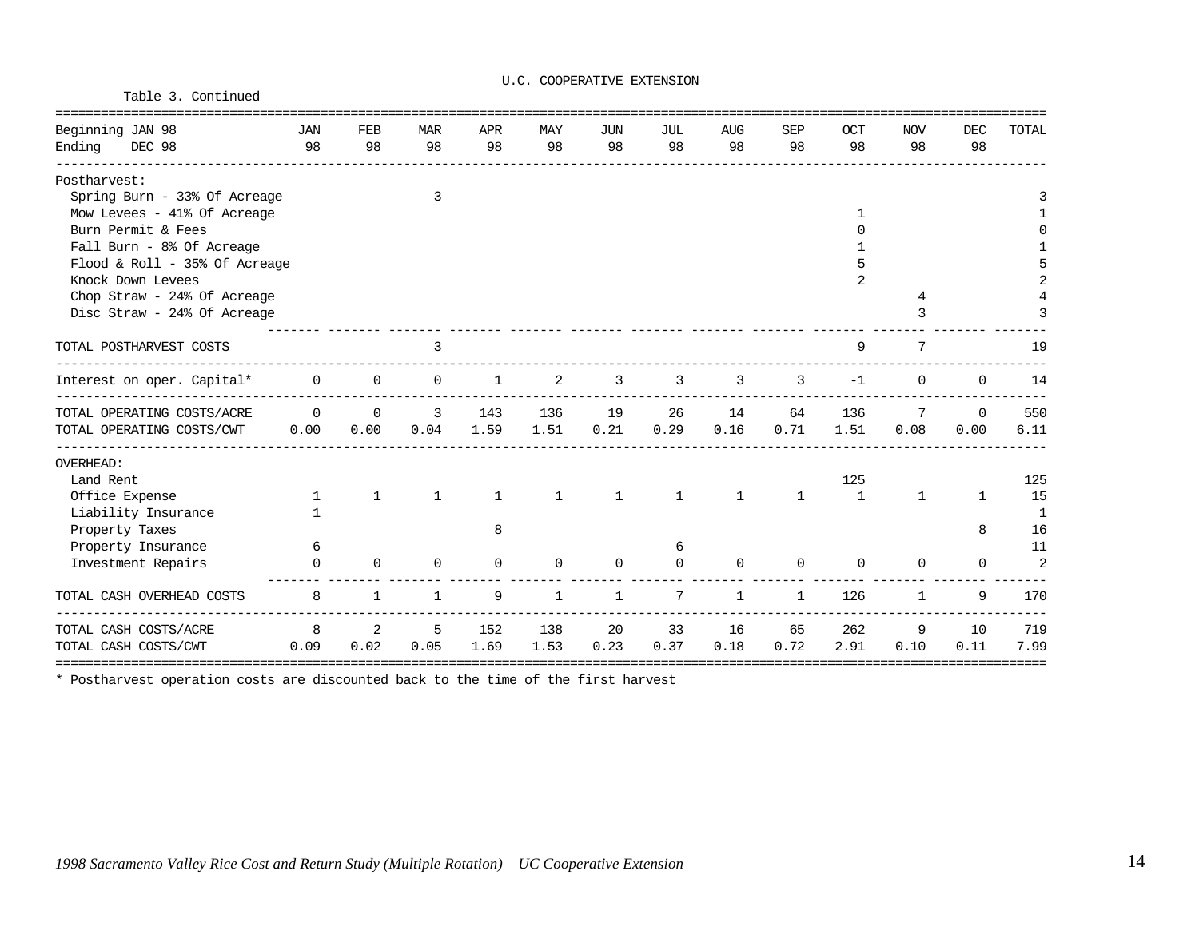U.C. COOPERATIVE EXTENSION

Table 3. Continued

| Beginning JAN 98 / Ending DEC 98 | JAN 98 | FEB 98 | MAR 98 | APR 98 | MAY 98 | JUN 98 | JUL 98 | AUG 98 | SEP 98 | OCT 98 | NOV 98 | DEC 98 | TOTAL |
|---|---|---|---|---|---|---|---|---|---|---|---|---|---|
| Postharvest: | | | | | | | | | | | | | |
| Spring Burn - 33% Of Acreage | | | 3 | | | | | | | | | | 3 |
| Mow Levees - 41% Of Acreage | | | | | | | | | | 1 | | | 1 |
| Burn Permit & Fees | | | | | | | | | | 0 | | | 0 |
| Fall Burn - 8% Of Acreage | | | | | | | | | | 1 | | | 1 |
| Flood & Roll - 35% Of Acreage | | | | | | | | | | 5 | | | 5 |
| Knock Down Levees | | | | | | | | | | 2 | | | 2 |
| Chop Straw - 24% Of Acreage | | | | | | | | | | | 4 | | 4 |
| Disc Straw - 24% Of Acreage | | | | | | | | | | | 3 | | 3 |
| TOTAL POSTHARVEST COSTS | | | 3 | | | | | | | 9 | 7 | | 19 |
| Interest on oper. Capital* | 0 | 0 | 0 | 1 | 2 | 3 | 3 | 3 | 3 | -1 | 0 | 0 | 14 |
| TOTAL OPERATING COSTS/ACRE | 0 | 0 | 3 | 143 | 136 | 19 | 26 | 14 | 64 | 136 | 7 | 0 | 550 |
| TOTAL OPERATING COSTS/CWT | 0.00 | 0.00 | 0.04 | 1.59 | 1.51 | 0.21 | 0.29 | 0.16 | 0.71 | 1.51 | 0.08 | 0.00 | 6.11 |
| OVERHEAD: | | | | | | | | | | | | | |
| Land Rent | | | | | | | | | | 125 | | | 125 |
| Office Expense | 1 | 1 | 1 | 1 | 1 | 1 | 1 | 1 | 1 | 1 | 1 | 1 | 15 |
| Liability Insurance | 1 | | | | | | | | | | | | 1 |
| Property Taxes | | | | 8 | | | | | | | | 8 | 16 |
| Property Insurance | 6 | | | | | | 6 | | | | | | 11 |
| Investment Repairs | 0 | 0 | 0 | 0 | 0 | 0 | 0 | 0 | 0 | 0 | 0 | 0 | 2 |
| TOTAL CASH OVERHEAD COSTS | 8 | 1 | 1 | 9 | 1 | 1 | 7 | 1 | 1 | 126 | 1 | 9 | 170 |
| TOTAL CASH COSTS/ACRE | 8 | 2 | 5 | 152 | 138 | 20 | 33 | 16 | 65 | 262 | 9 | 10 | 719 |
| TOTAL CASH COSTS/CWT | 0.09 | 0.02 | 0.05 | 1.69 | 1.53 | 0.23 | 0.37 | 0.18 | 0.72 | 2.91 | 0.10 | 0.11 | 7.99 |

* Postharvest operation costs are discounted back to the time of the first harvest

*1998 Sacramento Valley Rice Cost and Return Study (Multiple Rotation) UC Cooperative Extension*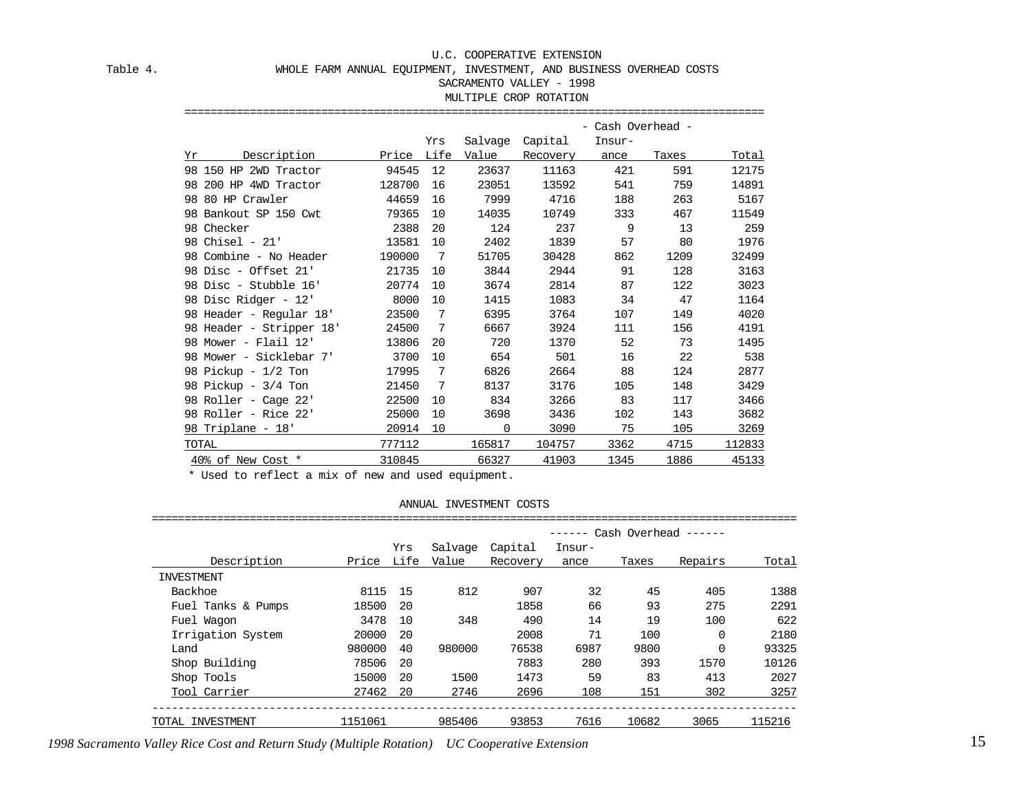U.C. COOPERATIVE EXTENSION

Table 4. WHOLE FARM ANNUAL EQUIPMENT, INVESTMENT, AND BUSINESS OVERHEAD COSTS

SACRAMENTO VALLEY - 1998

MULTIPLE CROP ROTATION

| | | | | | | - Cash Overhead - | | |
|---|---|---|---|---|---|---|---|---|
| Yr | Description | Price | Yrs Life | Salvage Value | Capital Recovery | Insur-ance | Taxes | Total |
| 98 | 150 HP 2WD Tractor | 94545 | 12 | 23637 | 11163 | 421 | 591 | 12175 |
| 98 | 200 HP 4WD Tractor | 128700 | 16 | 23051 | 13592 | 541 | 759 | 14891 |
| 98 | 80 HP Crawler | 44659 | 16 | 7999 | 4716 | 188 | 263 | 5167 |
| 98 | Bankout SP 150 Cwt | 79365 | 10 | 14035 | 10749 | 333 | 467 | 11549 |
| 98 | Checker | 2388 | 20 | 124 | 237 | 9 | 13 | 259 |
| 98 | Chisel - 21' | 13581 | 10 | 2402 | 1839 | 57 | 80 | 1976 |
| 98 | Combine - No Header | 190000 | 7 | 51705 | 30428 | 862 | 1209 | 32499 |
| 98 | Disc - Offset 21' | 21735 | 10 | 3844 | 2944 | 91 | 128 | 3163 |
| 98 | Disc - Stubble 16' | 20774 | 10 | 3674 | 2814 | 87 | 122 | 3023 |
| 98 | Disc Ridger - 12' | 8000 | 10 | 1415 | 1083 | 34 | 47 | 1164 |
| 98 | Header - Regular 18' | 23500 | 7 | 6395 | 3764 | 107 | 149 | 4020 |
| 98 | Header - Stripper 18' | 24500 | 7 | 6667 | 3924 | 111 | 156 | 4191 |
| 98 | Mower - Flail 12' | 13806 | 20 | 720 | 1370 | 52 | 73 | 1495 |
| 98 | Mower - Sicklebar 7' | 3700 | 10 | 654 | 501 | 16 | 22 | 538 |
| 98 | Pickup - 1/2 Ton | 17995 | 7 | 6826 | 2664 | 88 | 124 | 2877 |
| 98 | Pickup - 3/4 Ton | 21450 | 7 | 8137 | 3176 | 105 | 148 | 3429 |
| 98 | Roller - Cage 22' | 22500 | 10 | 834 | 3266 | 83 | 117 | 3466 |
| 98 | Roller - Rice 22' | 25000 | 10 | 3698 | 3436 | 102 | 143 | 3682 |
| 98 | Triplane - 18' | 20914 | 10 | 0 | 3090 | 75 | 105 | 3269 |
| TOTAL | | 777112 | | 165817 | 104757 | 3362 | 4715 | 112833 |
| 40% of New Cost * | | 310845 | | 66327 | 41903 | 1345 | 1886 | 45133 |

* Used to reflect a mix of new and used equipment.

ANNUAL INVESTMENT COSTS

| | | | | | ------ Cash Overhead ------ | | | |
|---|---|---|---|---|---|---|---|---|
| Description | Price | Yrs Life | Salvage Value | Capital Recovery | Insur-ance | Taxes | Repairs | Total |
| INVESTMENT | | | | | | | | |
| Backhoe | 8115 | 15 | 812 | 907 | 32 | 45 | 405 | 1388 |
| Fuel Tanks & Pumps | 18500 | 20 | | 1858 | 66 | 93 | 275 | 2291 |
| Fuel Wagon | 3478 | 10 | 348 | 490 | 14 | 19 | 100 | 622 |
| Irrigation System | 20000 | 20 | | 2008 | 71 | 100 | 0 | 2180 |
| Land | 980000 | 40 | 980000 | 76538 | 6987 | 9800 | 0 | 93325 |
| Shop Building | 78506 | 20 | | 7883 | 280 | 393 | 1570 | 10126 |
| Shop Tools | 15000 | 20 | 1500 | 1473 | 59 | 83 | 413 | 2027 |
| Tool Carrier | 27462 | 20 | 2746 | 2696 | 108 | 151 | 302 | 3257 |
| TOTAL INVESTMENT | 1151061 | | 985406 | 93853 | 7616 | 10682 | 3065 | 115216 |

*1998 Sacramento Valley Rice Cost and Return Study (Multiple Rotation) UC Cooperative Extension*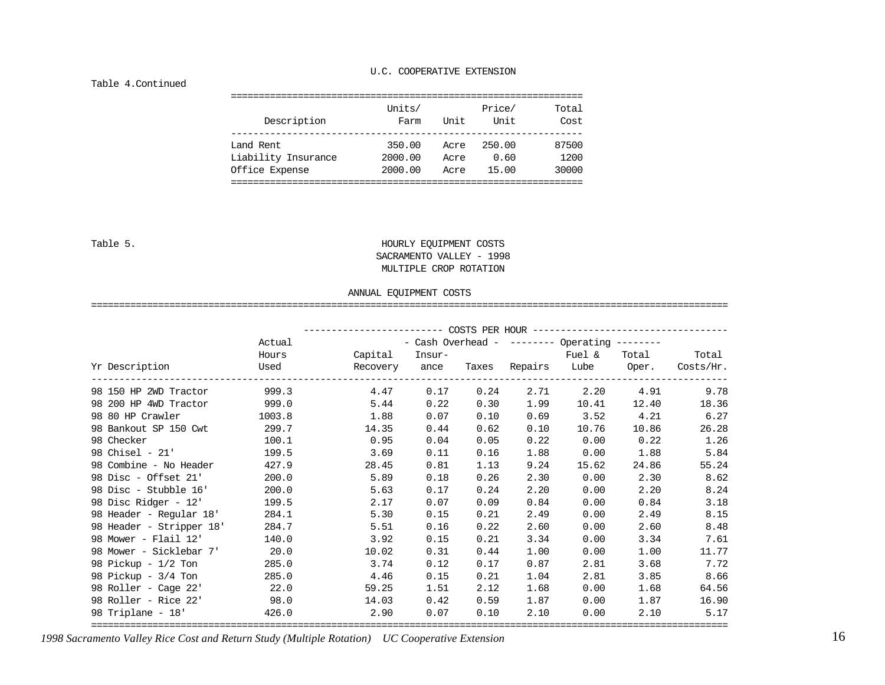U.C. COOPERATIVE EXTENSION

Table 4.Continued

| Description | Units/ Farm | Unit | Price/ Unit | Total Cost |
|---|---|---|---|---|
| Land Rent | 350.00 | Acre | 250.00 | 87500 |
| Liability Insurance | 2000.00 | Acre | 0.60 | 1200 |
| Office Expense | 2000.00 | Acre | 15.00 | 30000 |

Table 5.

HOURLY EQUIPMENT COSTS
SACRAMENTO VALLEY - 1998
MULTIPLE CROP ROTATION

ANNUAL EQUIPMENT COSTS

| | | COSTS PER HOUR | | | | | | |
|---|---|---|---|---|---|---|---|---|
| | Actual | | - Cash Overhead - | | -------- Operating -------- | | | |
| Yr Description | Hours Used | Capital Recovery | Insur-ance | Taxes | Repairs | Fuel & Lube | Total Oper. | Total Costs/Hr. |
| 98 150 HP 2WD Tractor | 999.3 | 4.47 | 0.17 | 0.24 | 2.71 | 2.20 | 4.91 | 9.78 |
| 98 200 HP 4WD Tractor | 999.0 | 5.44 | 0.22 | 0.30 | 1.99 | 10.41 | 12.40 | 18.36 |
| 98 80 HP Crawler | 1003.8 | 1.88 | 0.07 | 0.10 | 0.69 | 3.52 | 4.21 | 6.27 |
| 98 Bankout SP 150 Cwt | 299.7 | 14.35 | 0.44 | 0.62 | 0.10 | 10.76 | 10.86 | 26.28 |
| 98 Checker | 100.1 | 0.95 | 0.04 | 0.05 | 0.22 | 0.00 | 0.22 | 1.26 |
| 98 Chisel - 21' | 199.5 | 3.69 | 0.11 | 0.16 | 1.88 | 0.00 | 1.88 | 5.84 |
| 98 Combine - No Header | 427.9 | 28.45 | 0.81 | 1.13 | 9.24 | 15.62 | 24.86 | 55.24 |
| 98 Disc - Offset 21' | 200.0 | 5.89 | 0.18 | 0.26 | 2.30 | 0.00 | 2.30 | 8.62 |
| 98 Disc - Stubble 16' | 200.0 | 5.63 | 0.17 | 0.24 | 2.20 | 0.00 | 2.20 | 8.24 |
| 98 Disc Ridger - 12' | 199.5 | 2.17 | 0.07 | 0.09 | 0.84 | 0.00 | 0.84 | 3.18 |
| 98 Header - Regular 18' | 284.1 | 5.30 | 0.15 | 0.21 | 2.49 | 0.00 | 2.49 | 8.15 |
| 98 Header - Stripper 18' | 284.7 | 5.51 | 0.16 | 0.22 | 2.60 | 0.00 | 2.60 | 8.48 |
| 98 Mower - Flail 12' | 140.0 | 3.92 | 0.15 | 0.21 | 3.34 | 0.00 | 3.34 | 7.61 |
| 98 Mower - Sicklebar 7' | 20.0 | 10.02 | 0.31 | 0.44 | 1.00 | 0.00 | 1.00 | 11.77 |
| 98 Pickup - 1/2 Ton | 285.0 | 3.74 | 0.12 | 0.17 | 0.87 | 2.81 | 3.68 | 7.72 |
| 98 Pickup - 3/4 Ton | 285.0 | 4.46 | 0.15 | 0.21 | 1.04 | 2.81 | 3.85 | 8.66 |
| 98 Roller - Cage 22' | 22.0 | 59.25 | 1.51 | 2.12 | 1.68 | 0.00 | 1.68 | 64.56 |
| 98 Roller - Rice 22' | 98.0 | 14.03 | 0.42 | 0.59 | 1.87 | 0.00 | 1.87 | 16.90 |
| 98 Triplane - 18' | 426.0 | 2.90 | 0.07 | 0.10 | 2.10 | 0.00 | 2.10 | 5.17 |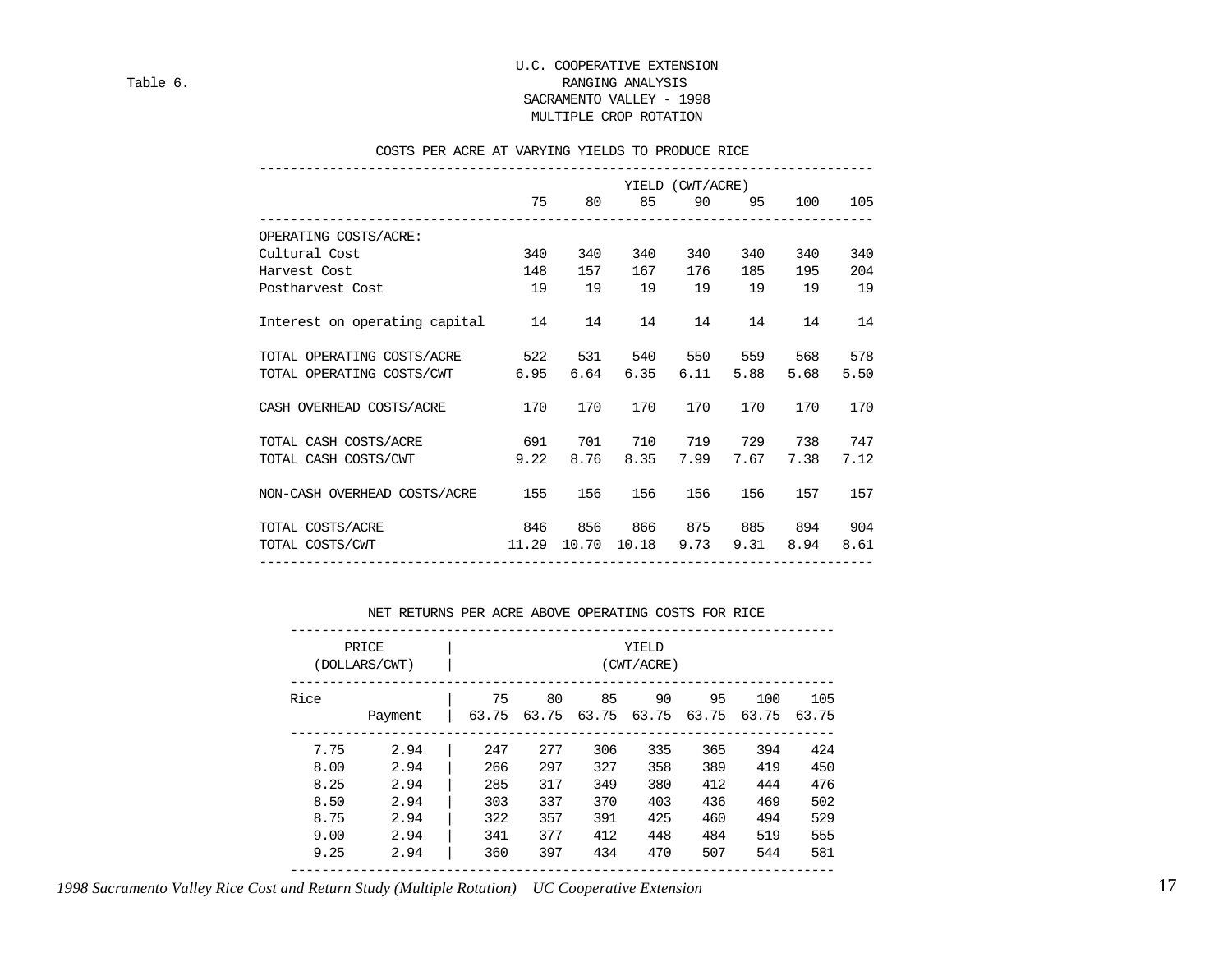Table 6.

# U.C. COOPERATIVE EXTENSION
## RANGING ANALYSIS
## SACRAMENTO VALLEY - 1998
## MULTIPLE CROP ROTATION

### COSTS PER ACRE AT VARYING YIELDS TO PRODUCE RICE

| | YIELD (CWT/ACRE) | | | | | | |
|---|---|---|---|---|---|---|---|
| | 75 | 80 | 85 | 90 | 95 | 100 | 105 |
| OPERATING COSTS/ACRE: | | | | | | | |
| Cultural Cost | 340 | 340 | 340 | 340 | 340 | 340 | 340 |
| Harvest Cost | 148 | 157 | 167 | 176 | 185 | 195 | 204 |
| Postharvest Cost | 19 | 19 | 19 | 19 | 19 | 19 | 19 |
| Interest on operating capital | 14 | 14 | 14 | 14 | 14 | 14 | 14 |
| TOTAL OPERATING COSTS/ACRE | 522 | 531 | 540 | 550 | 559 | 568 | 578 |
| TOTAL OPERATING COSTS/CWT | 6.95 | 6.64 | 6.35 | 6.11 | 5.88 | 5.68 | 5.50 |
| CASH OVERHEAD COSTS/ACRE | 170 | 170 | 170 | 170 | 170 | 170 | 170 |
| TOTAL CASH COSTS/ACRE | 691 | 701 | 710 | 719 | 729 | 738 | 747 |
| TOTAL CASH COSTS/CWT | 9.22 | 8.76 | 8.35 | 7.99 | 7.67 | 7.38 | 7.12 |
| NON-CASH OVERHEAD COSTS/ACRE | 155 | 156 | 156 | 156 | 156 | 157 | 157 |
| TOTAL COSTS/ACRE | 846 | 856 | 866 | 875 | 885 | 894 | 904 |
| TOTAL COSTS/CWT | 11.29 | 10.70 | 10.18 | 9.73 | 9.31 | 8.94 | 8.61 |

### NET RETURNS PER ACRE ABOVE OPERATING COSTS FOR RICE

| PRICE (DOLLARS/CWT) | | YIELD (CWT/ACRE) | | | | | | |
|---|---|---|---|---|---|---|---|---|
| Rice | | 75 | 80 | 85 | 90 | 95 | 100 | 105 |
| | Payment | 63.75 | 63.75 | 63.75 | 63.75 | 63.75 | 63.75 | 63.75 |
| 7.75 | 2.94 | 247 | 277 | 306 | 335 | 365 | 394 | 424 |
| 8.00 | 2.94 | 266 | 297 | 327 | 358 | 389 | 419 | 450 |
| 8.25 | 2.94 | 285 | 317 | 349 | 380 | 412 | 444 | 476 |
| 8.50 | 2.94 | 303 | 337 | 370 | 403 | 436 | 469 | 502 |
| 8.75 | 2.94 | 322 | 357 | 391 | 425 | 460 | 494 | 529 |
| 9.00 | 2.94 | 341 | 377 | 412 | 448 | 484 | 519 | 555 |
| 9.25 | 2.94 | 360 | 397 | 434 | 470 | 507 | 544 | 581 |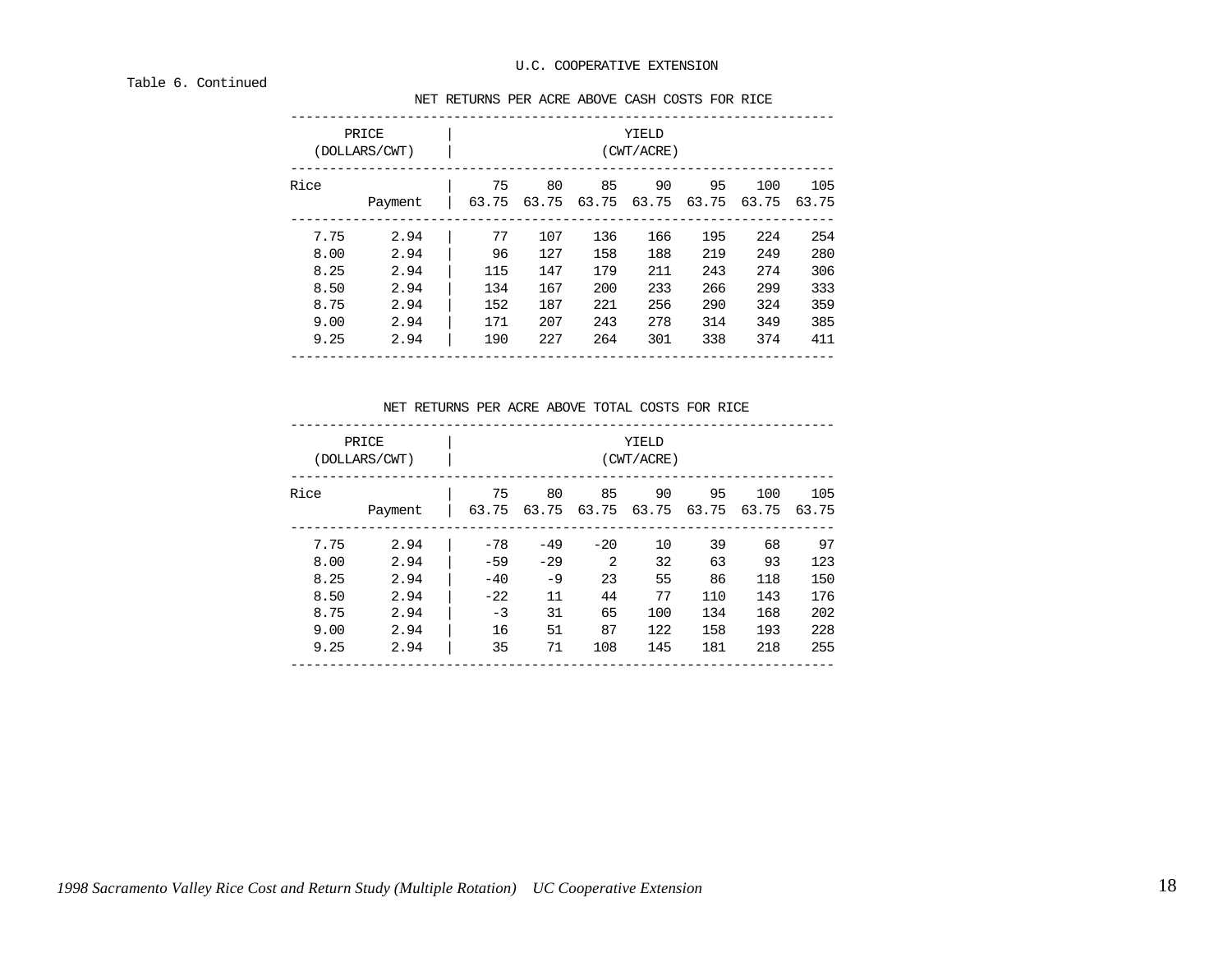U.C. COOPERATIVE EXTENSION

Table 6. Continued

NET RETURNS PER ACRE ABOVE CASH COSTS FOR RICE

| PRICE (DOLLARS/CWT) | | YIELD (CWT/ACRE) | | | | | | |
|---|---|---|---|---|---|---|---|---|
| Rice | | 75 | 80 | 85 | 90 | 95 | 100 | 105 |
| | Payment | 63.75 | 63.75 | 63.75 | 63.75 | 63.75 | 63.75 | 63.75 |
| 7.75 | 2.94 | 77 | 107 | 136 | 166 | 195 | 224 | 254 |
| 8.00 | 2.94 | 96 | 127 | 158 | 188 | 219 | 249 | 280 |
| 8.25 | 2.94 | 115 | 147 | 179 | 211 | 243 | 274 | 306 |
| 8.50 | 2.94 | 134 | 167 | 200 | 233 | 266 | 299 | 333 |
| 8.75 | 2.94 | 152 | 187 | 221 | 256 | 290 | 324 | 359 |
| 9.00 | 2.94 | 171 | 207 | 243 | 278 | 314 | 349 | 385 |
| 9.25 | 2.94 | 190 | 227 | 264 | 301 | 338 | 374 | 411 |

NET RETURNS PER ACRE ABOVE TOTAL COSTS FOR RICE

| PRICE (DOLLARS/CWT) | | YIELD (CWT/ACRE) | | | | | | |
|---|---|---|---|---|---|---|---|---|
| Rice | | 75 | 80 | 85 | 90 | 95 | 100 | 105 |
| | Payment | 63.75 | 63.75 | 63.75 | 63.75 | 63.75 | 63.75 | 63.75 |
| 7.75 | 2.94 | -78 | -49 | -20 | 10 | 39 | 68 | 97 |
| 8.00 | 2.94 | -59 | -29 | 2 | 32 | 63 | 93 | 123 |
| 8.25 | 2.94 | -40 | -9 | 23 | 55 | 86 | 118 | 150 |
| 8.50 | 2.94 | -22 | 11 | 44 | 77 | 110 | 143 | 176 |
| 8.75 | 2.94 | -3 | 31 | 65 | 100 | 134 | 168 | 202 |
| 9.00 | 2.94 | 16 | 51 | 87 | 122 | 158 | 193 | 228 |
| 9.25 | 2.94 | 35 | 71 | 108 | 145 | 181 | 218 | 255 |